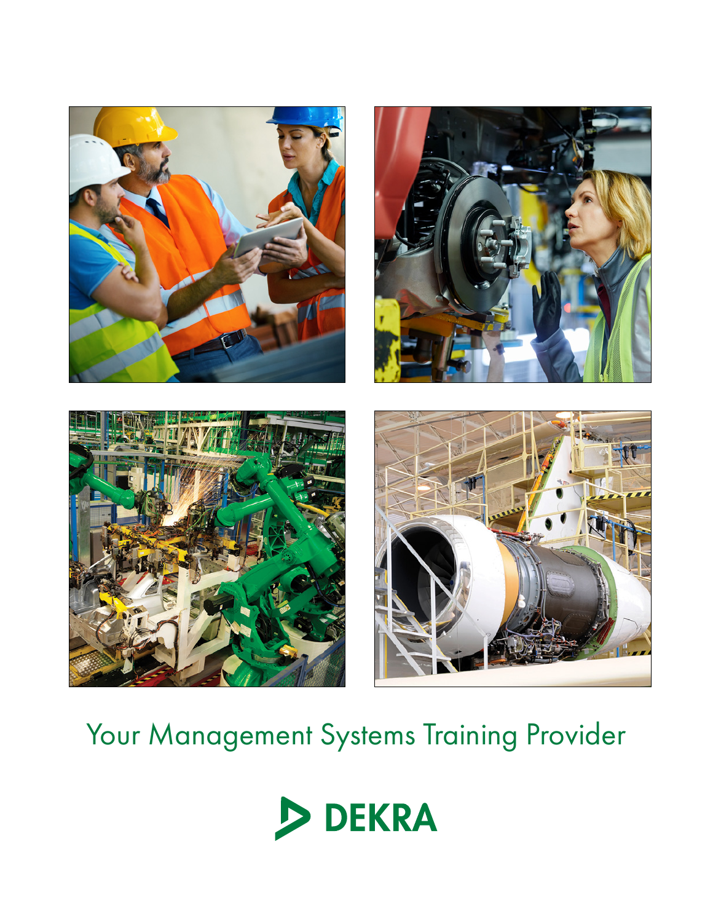# Your Management Systems Training Provider

DEKRA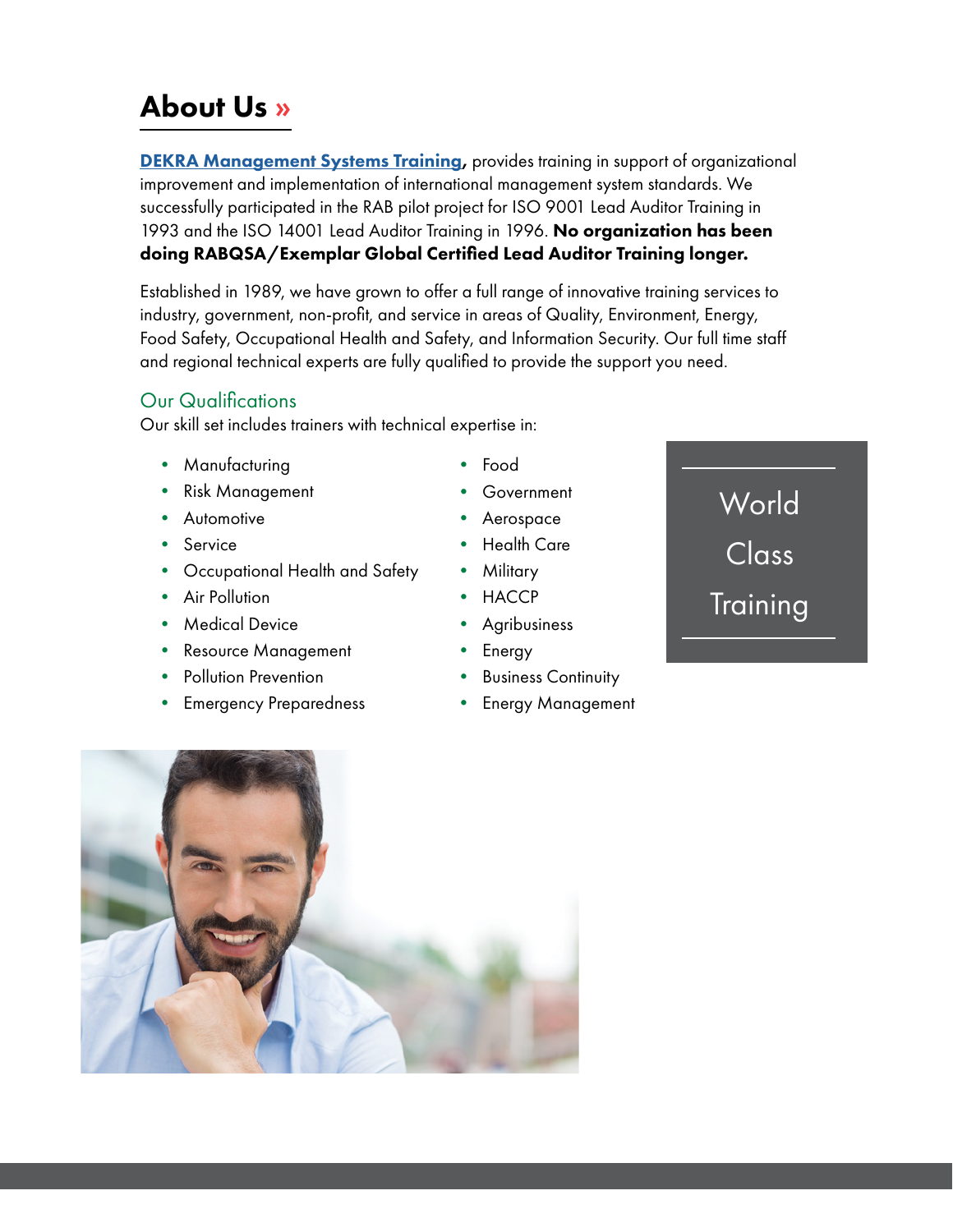# About Us »

**DEKRA Management Systems Training**, provides training in support of organizational improvement and implementation of international management system standards. We successfully participated in the RAB pilot project for ISO 9001 Lead Auditor Training in 1993 and the ISO 14001 Lead Auditor Training in 1996. **No organization has been doing RABQSA/Exemplar Global Certified Lead Auditor Training longer.**

Established in 1989, we have grown to offer a full range of innovative training services to industry, government, non-profit, and service in areas of Quality, Environment, Energy, Food Safety, Occupational Health and Safety, and Information Security. Our full time staff and regional technical experts are fully qualified to provide the support you need.

## Our Qualifications

Our skill set includes trainers with technical expertise in:

- Manufacturing
- Risk Management
- Automotive
- Service
- Occupational Health and Safety
- Air Pollution
- Medical Device
- Resource Management
- Pollution Prevention
- Emergency Preparedness
- Food
- Government
- Aerospace
- Health Care
- Military
- HACCP
- Agribusiness
- Energy
- Business Continuity
- Energy Management

World Class Training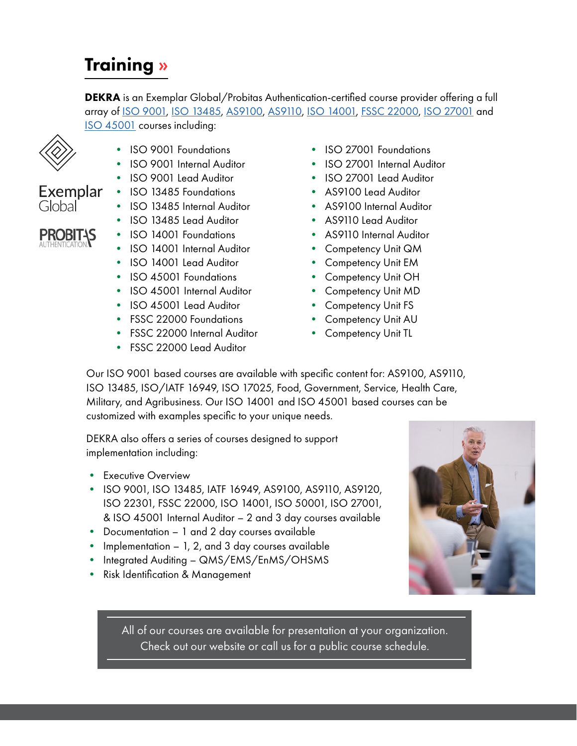## Training »

**DEKRA** is an Exemplar Global/Probitas Authentication-certified course provider offering a full array of ISO 9001, ISO 13485, AS9100, AS9110, ISO 14001, FSSC 22000, ISO 27001 and ISO 45001 courses including:

- ISO 9001 Foundations
- ISO 9001 Internal Auditor
- ISO 9001 Lead Auditor
- ISO 13485 Foundations
- ISO 13485 Internal Auditor
- ISO 13485 Lead Auditor
- ISO 14001 Foundations
- ISO 14001 Internal Auditor
- ISO 14001 Lead Auditor
- ISO 45001 Foundations
- ISO 45001 Internal Auditor
- ISO 45001 Lead Auditor
- FSSC 22000 Foundations
- FSSC 22000 Internal Auditor
- FSSC 22000 Lead Auditor
- ISO 27001 Foundations
- ISO 27001 Internal Auditor
- ISO 27001 Lead Auditor
- AS9100 Lead Auditor
- AS9100 Internal Auditor
- AS9110 Lead Auditor
- AS9110 Internal Auditor
- Competency Unit QM
- Competency Unit EM
- Competency Unit OH
- Competency Unit MD
- Competency Unit FS
- Competency Unit AU
- Competency Unit TL

Our ISO 9001 based courses are available with specific content for: AS9100, AS9110, ISO 13485, ISO/IATF 16949, ISO 17025, Food, Government, Service, Health Care, Military, and Agribusiness. Our ISO 14001 and ISO 45001 based courses can be customized with examples specific to your unique needs.

DEKRA also offers a series of courses designed to support implementation including:

- Executive Overview
- ISO 9001, ISO 13485, IATF 16949, AS9100, AS9110, AS9120, ISO 22301, FSSC 22000, ISO 14001, ISO 50001, ISO 27001, & ISO 45001 Internal Auditor – 2 and 3 day courses available
- Documentation – 1 and 2 day courses available
- Implementation – 1, 2, and 3 day courses available
- Integrated Auditing – QMS/EMS/EnMS/OHSMS
- Risk Identification & Management

All of our courses are available for presentation at your organization. Check out our website or call us for a public course schedule.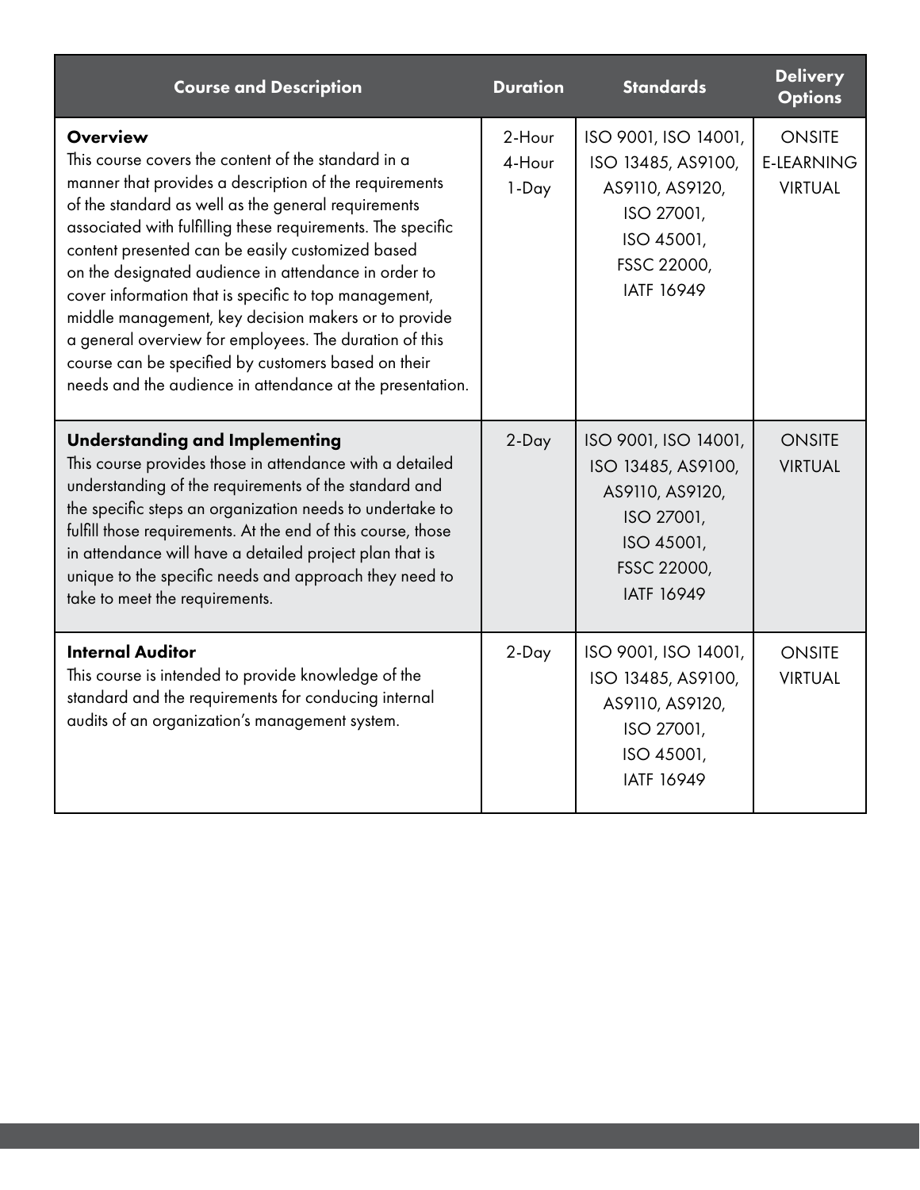| Course and Description | Duration | Standards | Delivery Options |
| --- | --- | --- | --- |
| **Overview**<br>This course covers the content of the standard in a manner that provides a description of the requirements of the standard as well as the general requirements associated with fulfilling these requirements. The specific content presented can be easily customized based on the designated audience in attendance in order to cover information that is specific to top management, middle management, key decision makers or to provide a general overview for employees. The duration of this course can be specified by customers based on their needs and the audience in attendance at the presentation. | 2-Hour<br>4-Hour<br>1-Day | ISO 9001, ISO 14001, ISO 13485, AS9100, AS9110, AS9120, ISO 27001, ISO 45001, FSSC 22000, IATF 16949 | ONSITE<br>E-LEARNING<br>VIRTUAL |
| **Understanding and Implementing**<br>This course provides those in attendance with a detailed understanding of the requirements of the standard and the specific steps an organization needs to undertake to fulfill those requirements. At the end of this course, those in attendance will have a detailed project plan that is unique to the specific needs and approach they need to take to meet the requirements. | 2-Day | ISO 9001, ISO 14001, ISO 13485, AS9100, AS9110, AS9120, ISO 27001, ISO 45001, FSSC 22000, IATF 16949 | ONSITE<br>VIRTUAL |
| **Internal Auditor**<br>This course is intended to provide knowledge of the standard and the requirements for conducing internal audits of an organization's management system. | 2-Day | ISO 9001, ISO 14001, ISO 13485, AS9100, AS9110, AS9120, ISO 27001, ISO 45001, IATF 16949 | ONSITE<br>VIRTUAL |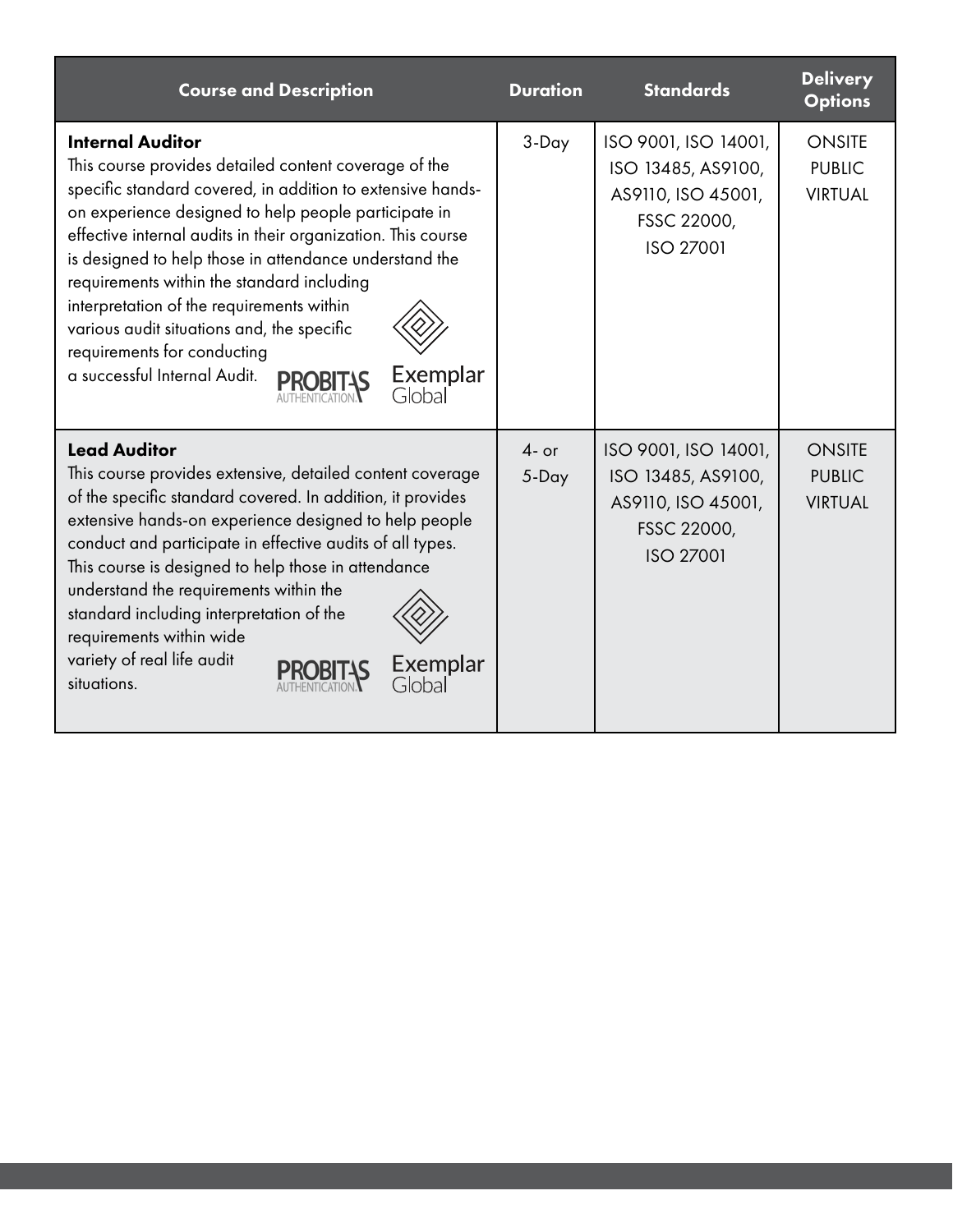| Course and Description | Duration | Standards | Delivery Options |
|---|---|---|---|
| **Internal Auditor**<br>This course provides detailed content coverage of the specific standard covered, in addition to extensive hands-on experience designed to help people participate in effective internal audits in their organization. This course is designed to help those in attendance understand the requirements within the standard including interpretation of the requirements within various audit situations and, the specific requirements for conducting a successful Internal Audit.<br>PROBITAS AUTHENTICATION. Exemplar Global | 3-Day | ISO 9001, ISO 14001, ISO 13485, AS9100, AS9110, ISO 45001, FSSC 22000, ISO 27001 | ONSITE<br>PUBLIC<br>VIRTUAL |
| **Lead Auditor**<br>This course provides extensive, detailed content coverage of the specific standard covered. In addition, it provides extensive hands-on experience designed to help people conduct and participate in effective audits of all types. This course is designed to help those in attendance understand the requirements within the standard including interpretation of the requirements within wide variety of real life audit situations.<br>PROBITAS AUTHENTICATION. Exemplar Global | 4- or 5-Day | ISO 9001, ISO 14001, ISO 13485, AS9100, AS9110, ISO 45001, FSSC 22000, ISO 27001 | ONSITE<br>PUBLIC<br>VIRTUAL |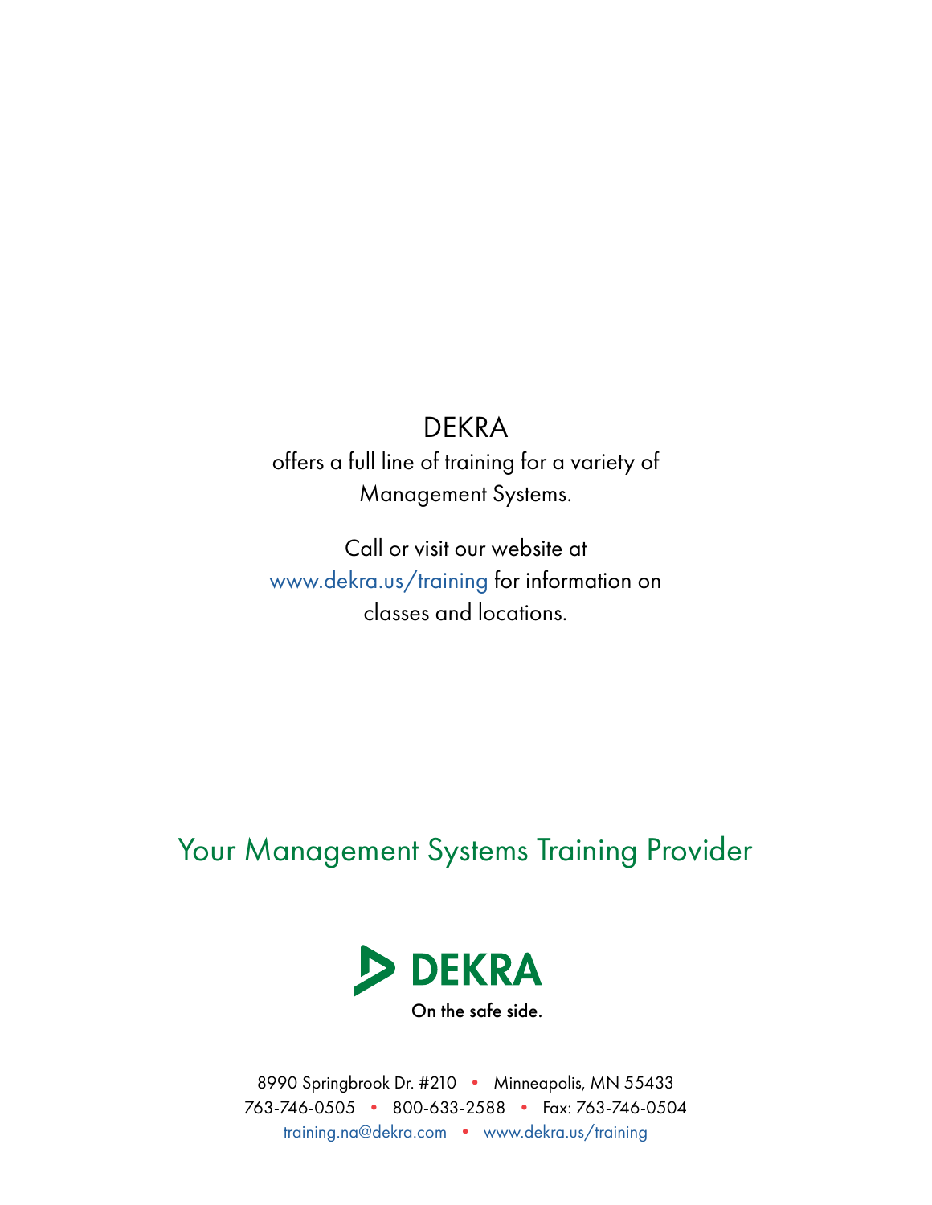DEKRA

offers a full line of training for a variety of Management Systems.

Call or visit our website at www.dekra.us/training for information on classes and locations.

## Your Management Systems Training Provider

DEKRA

On the safe side.

8990 Springbrook Dr. #210 • Minneapolis, MN 55433

763-746-0505 • 800-633-2588 • Fax: 763-746-0504

training.na@dekra.com • www.dekra.us/training